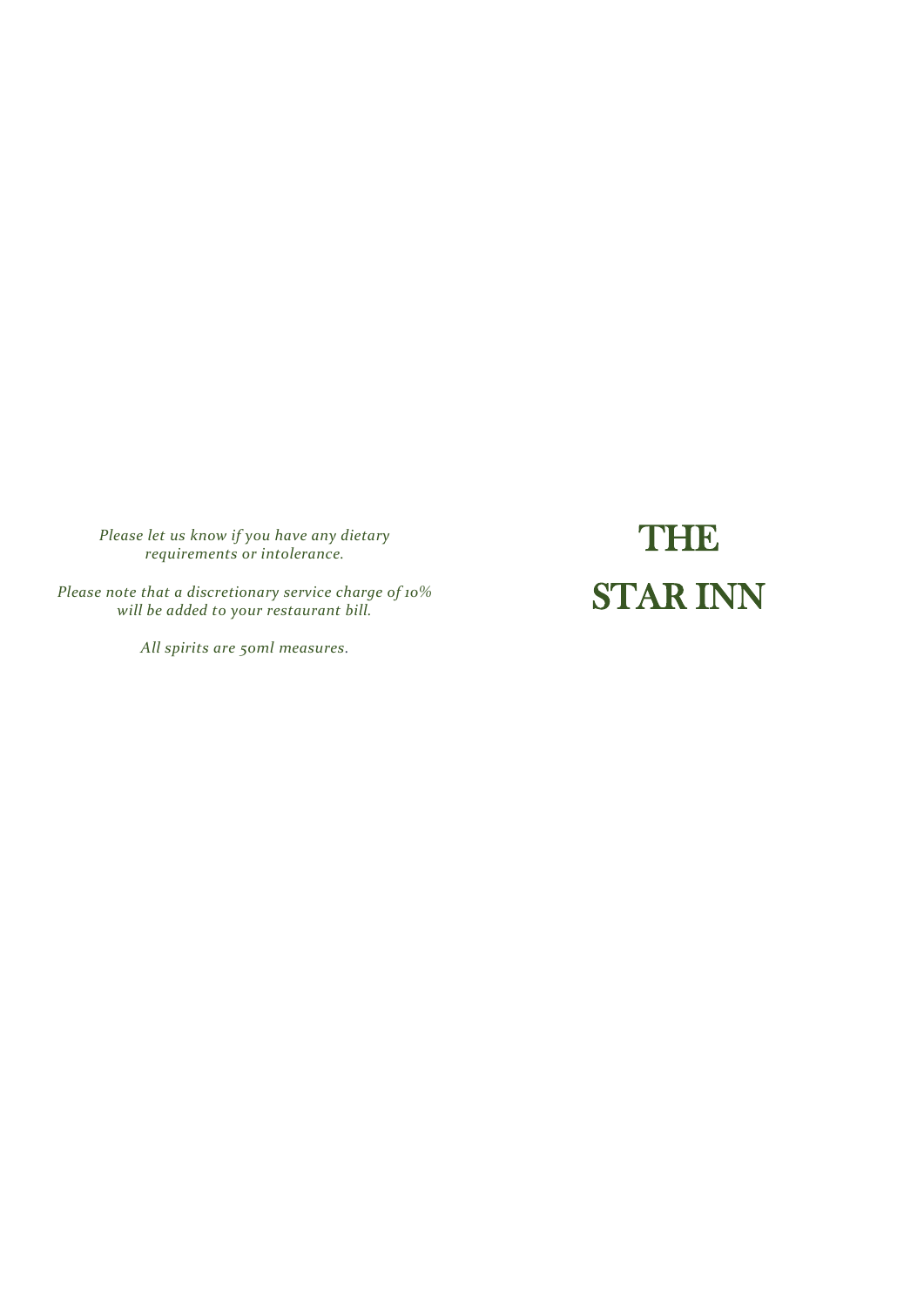*Please let us know if you have any dietary requirements or intolerance.*

*Please note that a discretionary service charge of 10% will be added to your restaurant bill.*

*All spirits are 50ml measures.*

# THE STAR INN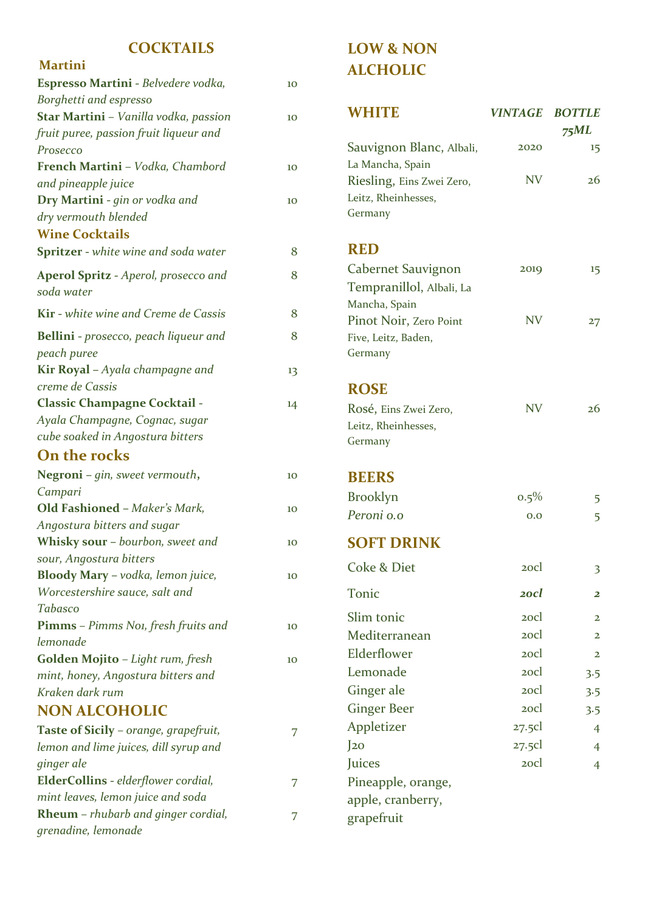## COCKTAILS

### Martini

| | |
|---|---|
| **Espresso Martini** - *Belvedere vodka, Borghetti and espresso* | 10 |
| **Star Martini** – *Vanilla vodka, passion fruit puree, passion fruit liqueur and Prosecco* | 10 |
| **French Martini** – *Vodka, Chambord and pineapple juice* | 10 |
| **Dry Martini** - *gin or vodka and dry vermouth blended* | 10 |

### Wine Cocktails

| | |
|---|---|
| **Spritzer** - *white wine and soda water* | 8 |
| **Aperol Spritz** - *Aperol, prosecco and soda water* | 8 |
| **Kir** - *white wine and Creme de Cassis* | 8 |
| **Bellini** - *prosecco, peach liqueur and peach puree* | 8 |
| **Kir Royal** – *Ayala champagne and creme de Cassis* | 13 |
| **Classic Champagne Cocktail** - *Ayala Champagne, Cognac, sugar cube soaked in Angostura bitters* | 14 |

### On the rocks

| | |
|---|---|
| **Negroni** – *gin, sweet vermouth*, *Campari* | 10 |
| **Old Fashioned** – *Maker's Mark, Angostura bitters and sugar* | 10 |
| **Whisky sour** – *bourbon, sweet and sour, Angostura bitters* | 10 |
| **Bloody Mary** – *vodka, lemon juice, Worcestershire sauce, salt and Tabasco* | 10 |
| **Pimms** – *Pimms No1, fresh fruits and lemonade* | 10 |
| **Golden Mojito** – *Light rum, fresh mint, honey, Angostura bitters and Kraken dark rum* | 10 |

### NON ALCOHOLIC

| | |
|---|---|
| **Taste of Sicily** – *orange, grapefruit, lemon and lime juices, dill syrup and ginger ale* | 7 |
| **ElderCollins** - *elderflower cordial, mint leaves, lemon juice and soda* | 7 |
| **Rheum** – *rhubarb and ginger cordial, grenadine, lemonade* | 7 |

## LOW & NON ALCHOLIC

| WHITE | *VINTAGE* | *BOTTLE 75ML* |
|---|---|---|
| Sauvignon Blanc, Albali, La Mancha, Spain | 2020 | 15 |
| Riesling, Eins Zwei Zero, Leitz, Rheinhesses, Germany | NV | 26 |

| RED | | |
|---|---|---|
| Cabernet Sauvignon Tempranillol, Albali, La Mancha, Spain | 2019 | 15 |
| Pinot Noir, Zero Point Five, Leitz, Baden, Germany | NV | 27 |

| ROSE | | |
|---|---|---|
| Rosé, Eins Zwei Zero, Leitz, Rheinhesses, Germany | NV | 26 |

| BEERS | | |
|---|---|---|
| Brooklyn | 0.5% | 5 |
| *Peroni 0.0* | 0.0 | 5 |

| SOFT DRINK | | |
|---|---|---|
| Coke & Diet | 20cl | 3 |
| Tonic | ***20cl*** | ***2*** |
| Slim tonic | 20cl | 2 |
| Mediterranean | 20cl | 2 |
| Elderflower | 20cl | 2 |
| Lemonade | 20cl | 3.5 |
| Ginger ale | 20cl | 3.5 |
| Ginger Beer | 20cl | 3.5 |
| Appletizer | 27.5cl | 4 |
| J20 | 27.5cl | 4 |
| Juices | 20cl | 4 |
| Pineapple, orange, apple, cranberry, grapefruit | | |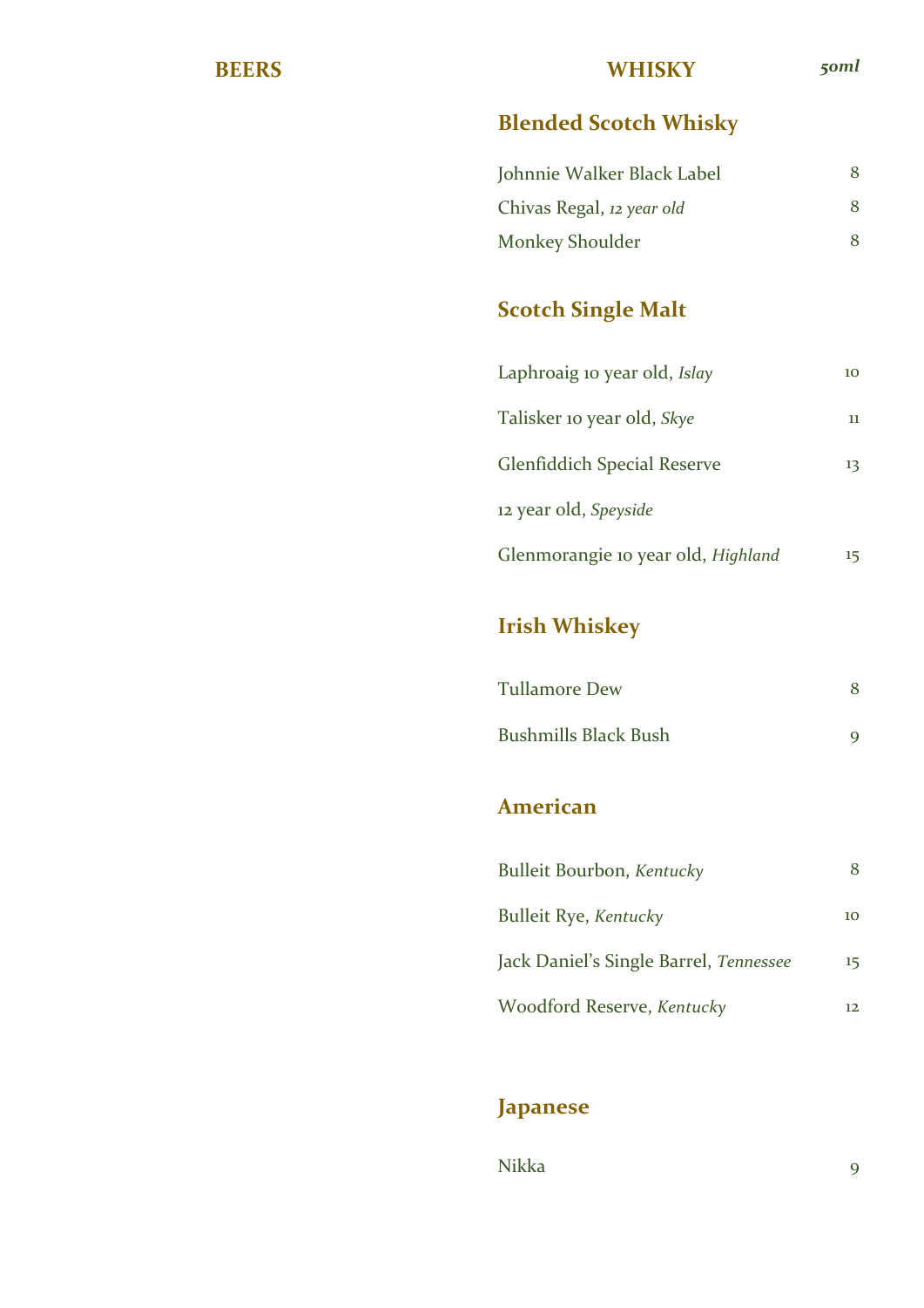## BEERS

## WHISKY

*50ml*

### Blended Scotch Whisky

| | |
|---|---|
| Johnnie Walker Black Label | 8 |
| Chivas Regal, *12 year old* | 8 |
| Monkey Shoulder | 8 |

### Scotch Single Malt

| | |
|---|---|
| Laphroaig 10 year old, *Islay* | 10 |
| Talisker 10 year old, *Skye* | 11 |
| Glenfiddich Special Reserve 12 year old, *Speyside* | 13 |
| Glenmorangie 10 year old, *Highland* | 15 |

### Irish Whiskey

| | |
|---|---|
| Tullamore Dew | 8 |
| Bushmills Black Bush | 9 |

### American

| | |
|---|---|
| Bulleit Bourbon, *Kentucky* | 8 |
| Bulleit Rye, *Kentucky* | 10 |
| Jack Daniel's Single Barrel, *Tennessee* | 15 |
| Woodford Reserve, *Kentucky* | 12 |

### Japanese

| | |
|---|---|
| Nikka | 9 |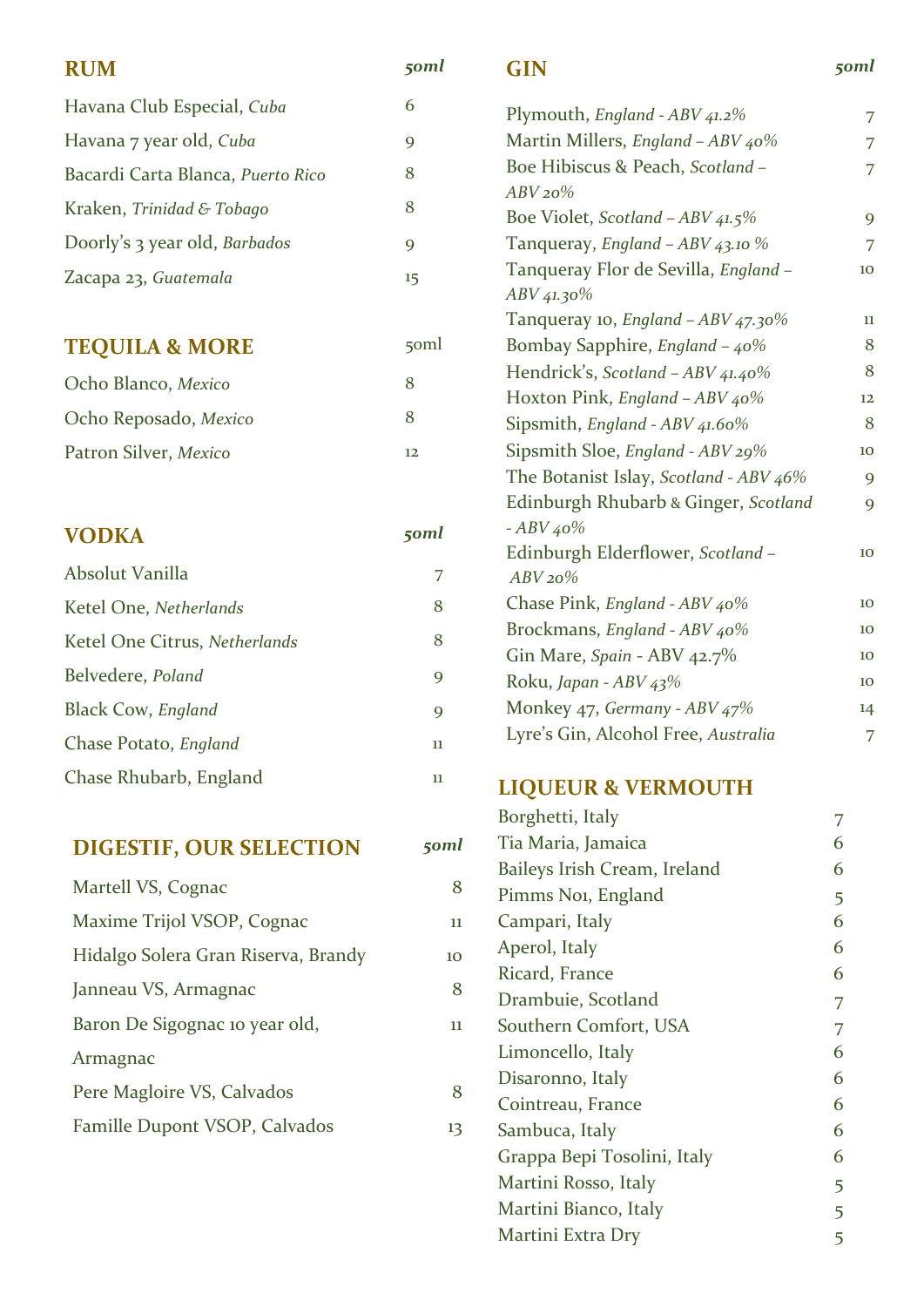## RUM

| | 50ml |
|---|---|
| Havana Club Especial, *Cuba* | 6 |
| Havana 7 year old, *Cuba* | 9 |
| Bacardi Carta Blanca, *Puerto Rico* | 8 |
| Kraken, *Trinidad & Tobago* | 8 |
| Doorly's 3 year old, *Barbados* | 9 |
| Zacapa 23, *Guatemala* | 15 |

## TEQUILA & MORE

| | 50ml |
|---|---|
| Ocho Blanco, *Mexico* | 8 |
| Ocho Reposado, *Mexico* | 8 |
| Patron Silver, *Mexico* | 12 |

## VODKA

| | 50ml |
|---|---|
| Absolut Vanilla | 7 |
| Ketel One, *Netherlands* | 8 |
| Ketel One Citrus, *Netherlands* | 8 |
| Belvedere, *Poland* | 9 |
| Black Cow, *England* | 9 |
| Chase Potato, *England* | 11 |
| Chase Rhubarb, England | 11 |

## DIGESTIF, OUR SELECTION

| | 50ml |
|---|---|
| Martell VS, Cognac | 8 |
| Maxime Trijol VSOP, Cognac | 11 |
| Hidalgo Solera Gran Riserva, Brandy | 10 |
| Janneau VS, Armagnac | 8 |
| Baron De Sigognac 10 year old, Armagnac | 11 |
| Pere Magloire VS, Calvados | 8 |
| Famille Dupont VSOP, Calvados | 13 |

## GIN

| | 50ml |
|---|---|
| Plymouth, *England - ABV 41.2%* | 7 |
| Martin Millers, *England – ABV 40%* | 7 |
| Boe Hibiscus & Peach, *Scotland – ABV 20%* | 7 |
| Boe Violet, *Scotland – ABV 41.5%* | 9 |
| Tanqueray, *England – ABV 43.10 %* | 7 |
| Tanqueray Flor de Sevilla, *England – ABV 41.30%* | 10 |
| Tanqueray 10, *England – ABV 47.30%* | 11 |
| Bombay Sapphire, *England – 40%* | 8 |
| Hendrick's, *Scotland – ABV 41.40%* | 8 |
| Hoxton Pink, *England – ABV 40%* | 12 |
| Sipsmith, *England - ABV 41.60%* | 8 |
| Sipsmith Sloe, *England - ABV 29%* | 10 |
| The Botanist Islay, *Scotland - ABV 46%* | 9 |
| Edinburgh Rhubarb & Ginger, *Scotland - ABV 40%* | 9 |
| Edinburgh Elderflower, *Scotland – ABV 20%* | 10 |
| Chase Pink, *England - ABV 40%* | 10 |
| Brockmans, *England - ABV 40%* | 10 |
| Gin Mare, *Spain* - ABV 42.7% | 10 |
| Roku, *Japan - ABV 43%* | 10 |
| Monkey 47, *Germany - ABV 47%* | 14 |
| Lyre's Gin, Alcohol Free, *Australia* | 7 |

## LIQUEUR & VERMOUTH

| | |
|---|---|
| Borghetti, Italy | 7 |
| Tia Maria, Jamaica | 6 |
| Baileys Irish Cream, Ireland | 6 |
| Pimms No1, England | 5 |
| Campari, Italy | 6 |
| Aperol, Italy | 6 |
| Ricard, France | 6 |
| Drambuie, Scotland | 7 |
| Southern Comfort, USA | 7 |
| Limoncello, Italy | 6 |
| Disaronno, Italy | 6 |
| Cointreau, France | 6 |
| Sambuca, Italy | 6 |
| Grappa Bepi Tosolini, Italy | 6 |
| Martini Rosso, Italy | 5 |
| Martini Bianco, Italy | 5 |
| Martini Extra Dry | 5 |